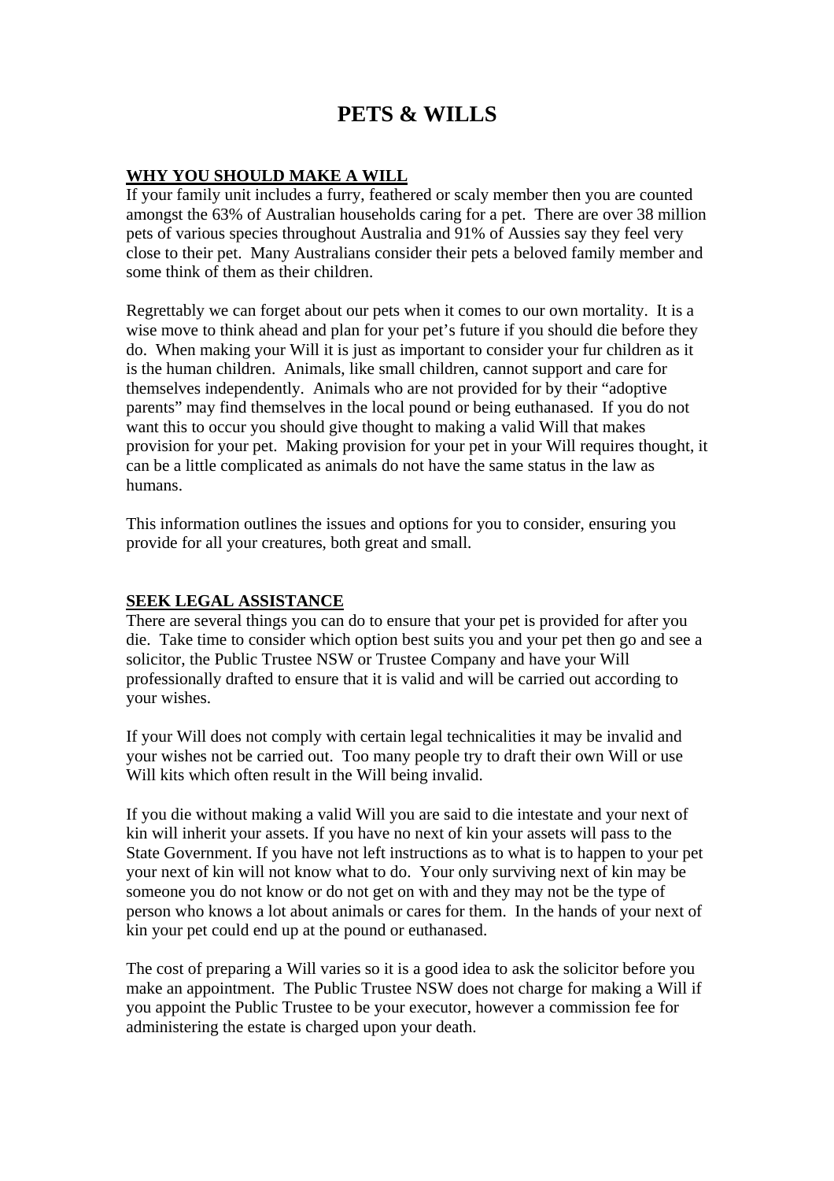# PETS & WILLS

## WHY YOU SHOULD MAKE A WILL

If your family unit includes a furry, feathered or scaly member then you are counted amongst the 63% of Australian households caring for a pet. There are over 38 million pets of various species throughout Australia and 91% of Aussies say they feel very close to their pet. Many Australians consider their pets a beloved family member and some think of them as their children.

Regrettably we can forget about our pets when it comes to our own mortality. It is a wise move to think ahead and plan for your pet's future if you should die before they do. When making your Will it is just as important to consider your fur children as it is the human children. Animals, like small children, cannot support and care for themselves independently. Animals who are not provided for by their "adoptive parents" may find themselves in the local pound or being euthanased. If you do not want this to occur you should give thought to making a valid Will that makes provision for your pet. Making provision for your pet in your Will requires thought, it can be a little complicated as animals do not have the same status in the law as humans.

This information outlines the issues and options for you to consider, ensuring you provide for all your creatures, both great and small.

## SEEK LEGAL ASSISTANCE

There are several things you can do to ensure that your pet is provided for after you die. Take time to consider which option best suits you and your pet then go and see a solicitor, the Public Trustee NSW or Trustee Company and have your Will professionally drafted to ensure that it is valid and will be carried out according to your wishes.

If your Will does not comply with certain legal technicalities it may be invalid and your wishes not be carried out. Too many people try to draft their own Will or use Will kits which often result in the Will being invalid.

If you die without making a valid Will you are said to die intestate and your next of kin will inherit your assets. If you have no next of kin your assets will pass to the State Government. If you have not left instructions as to what is to happen to your pet your next of kin will not know what to do. Your only surviving next of kin may be someone you do not know or do not get on with and they may not be the type of person who knows a lot about animals or cares for them. In the hands of your next of kin your pet could end up at the pound or euthanased.

The cost of preparing a Will varies so it is a good idea to ask the solicitor before you make an appointment. The Public Trustee NSW does not charge for making a Will if you appoint the Public Trustee to be your executor, however a commission fee for administering the estate is charged upon your death.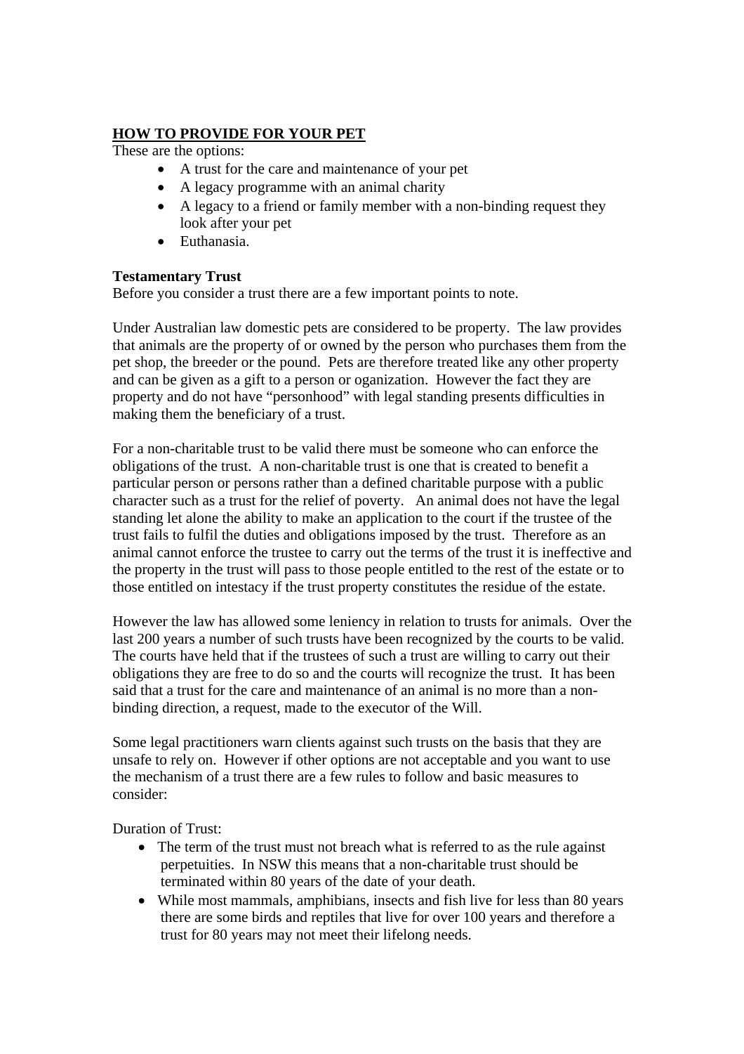## **HOW TO PROVIDE FOR YOUR PET**

These are the options:

- A trust for the care and maintenance of your pet
- A legacy programme with an animal charity
- A legacy to a friend or family member with a non-binding request they look after your pet
- Euthanasia.

**Testamentary Trust**

Before you consider a trust there are a few important points to note.

Under Australian law domestic pets are considered to be property. The law provides that animals are the property of or owned by the person who purchases them from the pet shop, the breeder or the pound. Pets are therefore treated like any other property and can be given as a gift to a person or oganization. However the fact they are property and do not have "personhood" with legal standing presents difficulties in making them the beneficiary of a trust.

For a non-charitable trust to be valid there must be someone who can enforce the obligations of the trust. A non-charitable trust is one that is created to benefit a particular person or persons rather than a defined charitable purpose with a public character such as a trust for the relief of poverty. An animal does not have the legal standing let alone the ability to make an application to the court if the trustee of the trust fails to fulfil the duties and obligations imposed by the trust. Therefore as an animal cannot enforce the trustee to carry out the terms of the trust it is ineffective and the property in the trust will pass to those people entitled to the rest of the estate or to those entitled on intestacy if the trust property constitutes the residue of the estate.

However the law has allowed some leniency in relation to trusts for animals. Over the last 200 years a number of such trusts have been recognized by the courts to be valid. The courts have held that if the trustees of such a trust are willing to carry out their obligations they are free to do so and the courts will recognize the trust. It has been said that a trust for the care and maintenance of an animal is no more than a non-binding direction, a request, made to the executor of the Will.

Some legal practitioners warn clients against such trusts on the basis that they are unsafe to rely on. However if other options are not acceptable and you want to use the mechanism of a trust there are a few rules to follow and basic measures to consider:

Duration of Trust:

- The term of the trust must not breach what is referred to as the rule against perpetuities. In NSW this means that a non-charitable trust should be terminated within 80 years of the date of your death.
- While most mammals, amphibians, insects and fish live for less than 80 years there are some birds and reptiles that live for over 100 years and therefore a trust for 80 years may not meet their lifelong needs.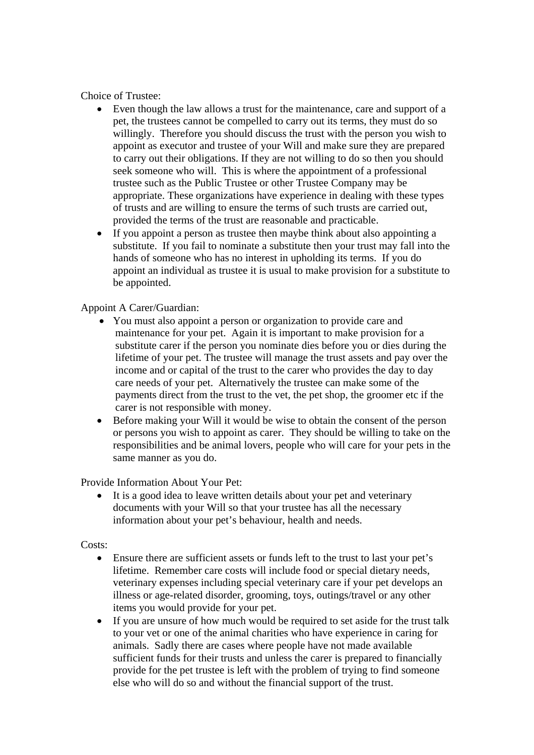Choice of Trustee:

- Even though the law allows a trust for the maintenance, care and support of a pet, the trustees cannot be compelled to carry out its terms, they must do so willingly. Therefore you should discuss the trust with the person you wish to appoint as executor and trustee of your Will and make sure they are prepared to carry out their obligations. If they are not willing to do so then you should seek someone who will. This is where the appointment of a professional trustee such as the Public Trustee or other Trustee Company may be appropriate. These organizations have experience in dealing with these types of trusts and are willing to ensure the terms of such trusts are carried out, provided the terms of the trust are reasonable and practicable.
- If you appoint a person as trustee then maybe think about also appointing a substitute. If you fail to nominate a substitute then your trust may fall into the hands of someone who has no interest in upholding its terms. If you do appoint an individual as trustee it is usual to make provision for a substitute to be appointed.

Appoint A Carer/Guardian:

- You must also appoint a person or organization to provide care and maintenance for your pet. Again it is important to make provision for a substitute carer if the person you nominate dies before you or dies during the lifetime of your pet. The trustee will manage the trust assets and pay over the income and or capital of the trust to the carer who provides the day to day care needs of your pet. Alternatively the trustee can make some of the payments direct from the trust to the vet, the pet shop, the groomer etc if the carer is not responsible with money.
- Before making your Will it would be wise to obtain the consent of the person or persons you wish to appoint as carer. They should be willing to take on the responsibilities and be animal lovers, people who will care for your pets in the same manner as you do.

Provide Information About Your Pet:

- It is a good idea to leave written details about your pet and veterinary documents with your Will so that your trustee has all the necessary information about your pet's behaviour, health and needs.

Costs:

- Ensure there are sufficient assets or funds left to the trust to last your pet's lifetime. Remember care costs will include food or special dietary needs, veterinary expenses including special veterinary care if your pet develops an illness or age-related disorder, grooming, toys, outings/travel or any other items you would provide for your pet.
- If you are unsure of how much would be required to set aside for the trust talk to your vet or one of the animal charities who have experience in caring for animals. Sadly there are cases where people have not made available sufficient funds for their trusts and unless the carer is prepared to financially provide for the pet trustee is left with the problem of trying to find someone else who will do so and without the financial support of the trust.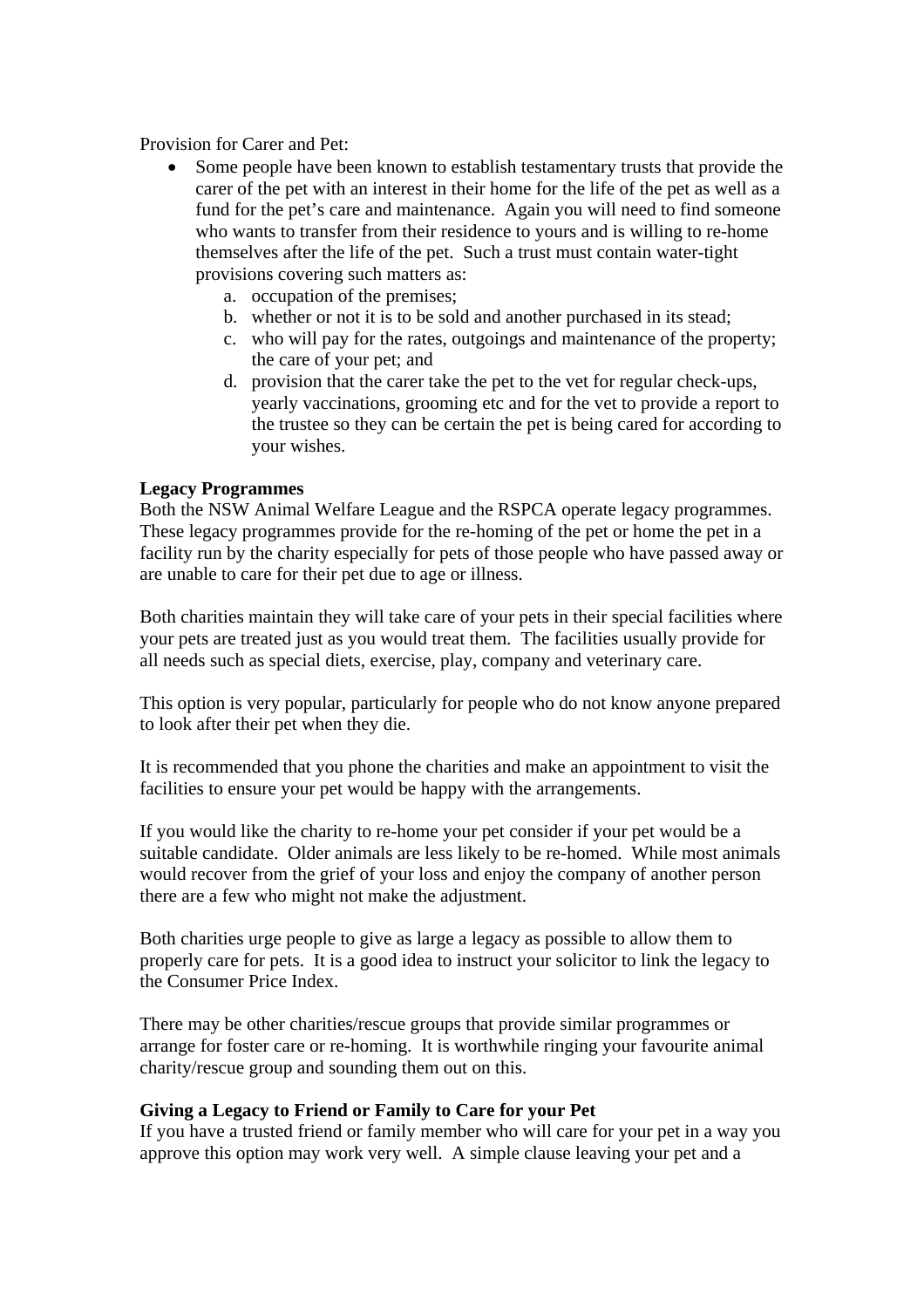Provision for Carer and Pet:

- Some people have been known to establish testamentary trusts that provide the carer of the pet with an interest in their home for the life of the pet as well as a fund for the pet's care and maintenance. Again you will need to find someone who wants to transfer from their residence to yours and is willing to re-home themselves after the life of the pet. Such a trust must contain water-tight provisions covering such matters as:
  a. occupation of the premises;
  b. whether or not it is to be sold and another purchased in its stead;
  c. who will pay for the rates, outgoings and maintenance of the property; the care of your pet; and
  d. provision that the carer take the pet to the vet for regular check-ups, yearly vaccinations, grooming etc and for the vet to provide a report to the trustee so they can be certain the pet is being cared for according to your wishes.

**Legacy Programmes**

Both the NSW Animal Welfare League and the RSPCA operate legacy programmes. These legacy programmes provide for the re-homing of the pet or home the pet in a facility run by the charity especially for pets of those people who have passed away or are unable to care for their pet due to age or illness.

Both charities maintain they will take care of your pets in their special facilities where your pets are treated just as you would treat them. The facilities usually provide for all needs such as special diets, exercise, play, company and veterinary care.

This option is very popular, particularly for people who do not know anyone prepared to look after their pet when they die.

It is recommended that you phone the charities and make an appointment to visit the facilities to ensure your pet would be happy with the arrangements.

If you would like the charity to re-home your pet consider if your pet would be a suitable candidate. Older animals are less likely to be re-homed. While most animals would recover from the grief of your loss and enjoy the company of another person there are a few who might not make the adjustment.

Both charities urge people to give as large a legacy as possible to allow them to properly care for pets. It is a good idea to instruct your solicitor to link the legacy to the Consumer Price Index.

There may be other charities/rescue groups that provide similar programmes or arrange for foster care or re-homing. It is worthwhile ringing your favourite animal charity/rescue group and sounding them out on this.

**Giving a Legacy to Friend or Family to Care for your Pet**

If you have a trusted friend or family member who will care for your pet in a way you approve this option may work very well. A simple clause leaving your pet and a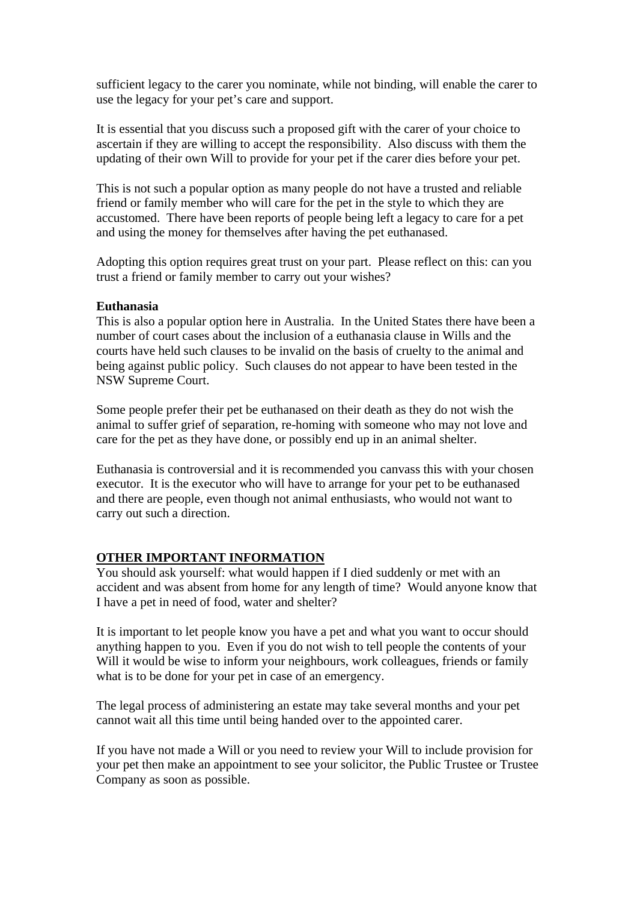sufficient legacy to the carer you nominate, while not binding, will enable the carer to use the legacy for your pet's care and support.

It is essential that you discuss such a proposed gift with the carer of your choice to ascertain if they are willing to accept the responsibility. Also discuss with them the updating of their own Will to provide for your pet if the carer dies before your pet.

This is not such a popular option as many people do not have a trusted and reliable friend or family member who will care for the pet in the style to which they are accustomed. There have been reports of people being left a legacy to care for a pet and using the money for themselves after having the pet euthanased.

Adopting this option requires great trust on your part. Please reflect on this: can you trust a friend or family member to carry out your wishes?

**Euthanasia**

This is also a popular option here in Australia. In the United States there have been a number of court cases about the inclusion of a euthanasia clause in Wills and the courts have held such clauses to be invalid on the basis of cruelty to the animal and being against public policy. Such clauses do not appear to have been tested in the NSW Supreme Court.

Some people prefer their pet be euthanased on their death as they do not wish the animal to suffer grief of separation, re-homing with someone who may not love and care for the pet as they have done, or possibly end up in an animal shelter.

Euthanasia is controversial and it is recommended you canvass this with your chosen executor. It is the executor who will have to arrange for your pet to be euthanased and there are people, even though not animal enthusiasts, who would not want to carry out such a direction.

## OTHER IMPORTANT INFORMATION

You should ask yourself: what would happen if I died suddenly or met with an accident and was absent from home for any length of time? Would anyone know that I have a pet in need of food, water and shelter?

It is important to let people know you have a pet and what you want to occur should anything happen to you. Even if you do not wish to tell people the contents of your Will it would be wise to inform your neighbours, work colleagues, friends or family what is to be done for your pet in case of an emergency.

The legal process of administering an estate may take several months and your pet cannot wait all this time until being handed over to the appointed carer.

If you have not made a Will or you need to review your Will to include provision for your pet then make an appointment to see your solicitor, the Public Trustee or Trustee Company as soon as possible.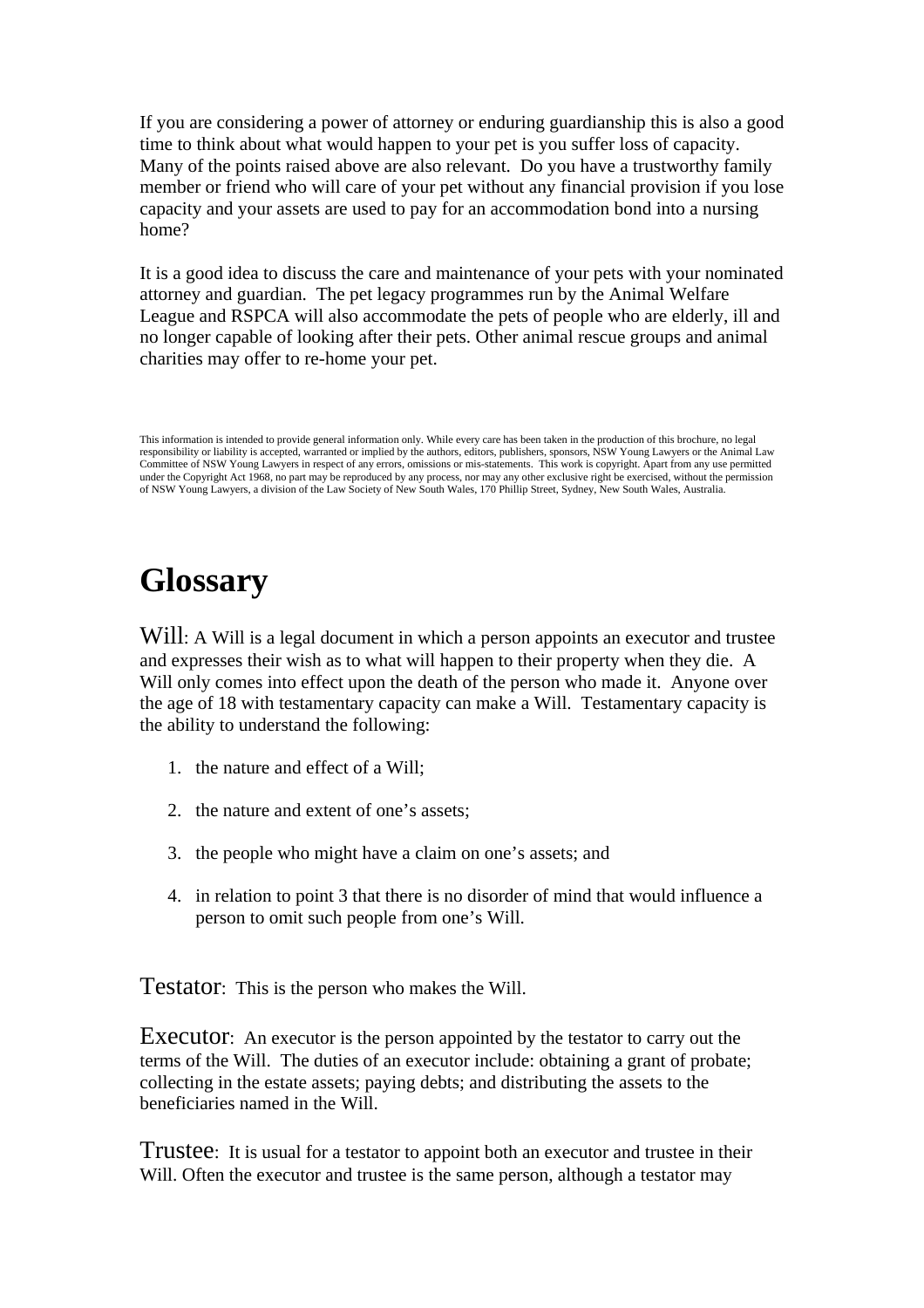If you are considering a power of attorney or enduring guardianship this is also a good time to think about what would happen to your pet is you suffer loss of capacity. Many of the points raised above are also relevant. Do you have a trustworthy family member or friend who will care of your pet without any financial provision if you lose capacity and your assets are used to pay for an accommodation bond into a nursing home?

It is a good idea to discuss the care and maintenance of your pets with your nominated attorney and guardian. The pet legacy programmes run by the Animal Welfare League and RSPCA will also accommodate the pets of people who are elderly, ill and no longer capable of looking after their pets. Other animal rescue groups and animal charities may offer to re-home your pet.

This information is intended to provide general information only. While every care has been taken in the production of this brochure, no legal responsibility or liability is accepted, warranted or implied by the authors, editors, publishers, sponsors, NSW Young Lawyers or the Animal Law Committee of NSW Young Lawyers in respect of any errors, omissions or mis-statements. This work is copyright. Apart from any use permitted under the Copyright Act 1968, no part may be reproduced by any process, nor may any other exclusive right be exercised, without the permission of NSW Young Lawyers, a division of the Law Society of New South Wales, 170 Phillip Street, Sydney, New South Wales, Australia.

# Glossary

Will: A Will is a legal document in which a person appoints an executor and trustee and expresses their wish as to what will happen to their property when they die. A Will only comes into effect upon the death of the person who made it. Anyone over the age of 18 with testamentary capacity can make a Will. Testamentary capacity is the ability to understand the following:

1. the nature and effect of a Will;
2. the nature and extent of one's assets;
3. the people who might have a claim on one's assets; and
4. in relation to point 3 that there is no disorder of mind that would influence a person to omit such people from one's Will.

Testator: This is the person who makes the Will.

Executor: An executor is the person appointed by the testator to carry out the terms of the Will. The duties of an executor include: obtaining a grant of probate; collecting in the estate assets; paying debts; and distributing the assets to the beneficiaries named in the Will.

Trustee: It is usual for a testator to appoint both an executor and trustee in their Will. Often the executor and trustee is the same person, although a testator may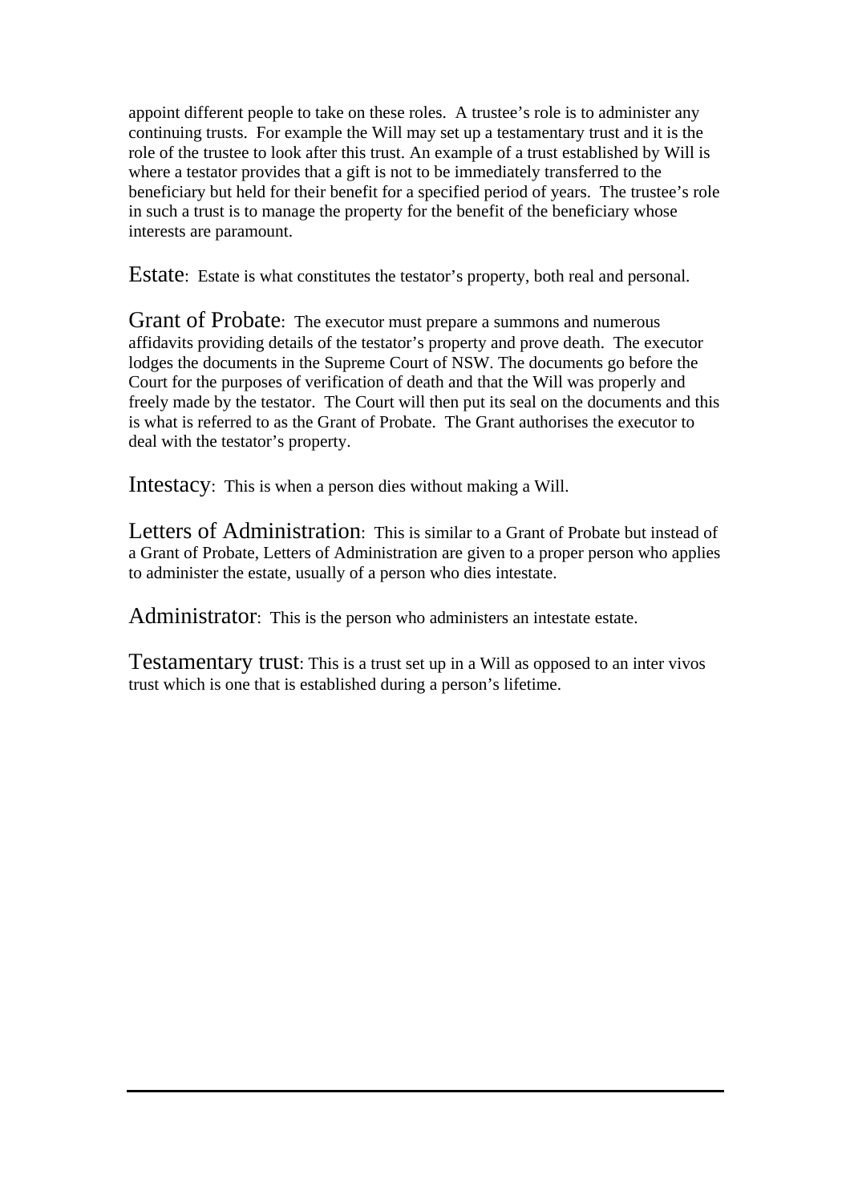appoint different people to take on these roles. A trustee's role is to administer any continuing trusts. For example the Will may set up a testamentary trust and it is the role of the trustee to look after this trust. An example of a trust established by Will is where a testator provides that a gift is not to be immediately transferred to the beneficiary but held for their benefit for a specified period of years. The trustee's role in such a trust is to manage the property for the benefit of the beneficiary whose interests are paramount.

**Estate**: Estate is what constitutes the testator's property, both real and personal.

**Grant of Probate**: The executor must prepare a summons and numerous affidavits providing details of the testator's property and prove death. The executor lodges the documents in the Supreme Court of NSW. The documents go before the Court for the purposes of verification of death and that the Will was properly and freely made by the testator. The Court will then put its seal on the documents and this is what is referred to as the Grant of Probate. The Grant authorises the executor to deal with the testator's property.

**Intestacy**: This is when a person dies without making a Will.

**Letters of Administration**: This is similar to a Grant of Probate but instead of a Grant of Probate, Letters of Administration are given to a proper person who applies to administer the estate, usually of a person who dies intestate.

**Administrator**: This is the person who administers an intestate estate.

**Testamentary trust**: This is a trust set up in a Will as opposed to an inter vivos trust which is one that is established during a person's lifetime.